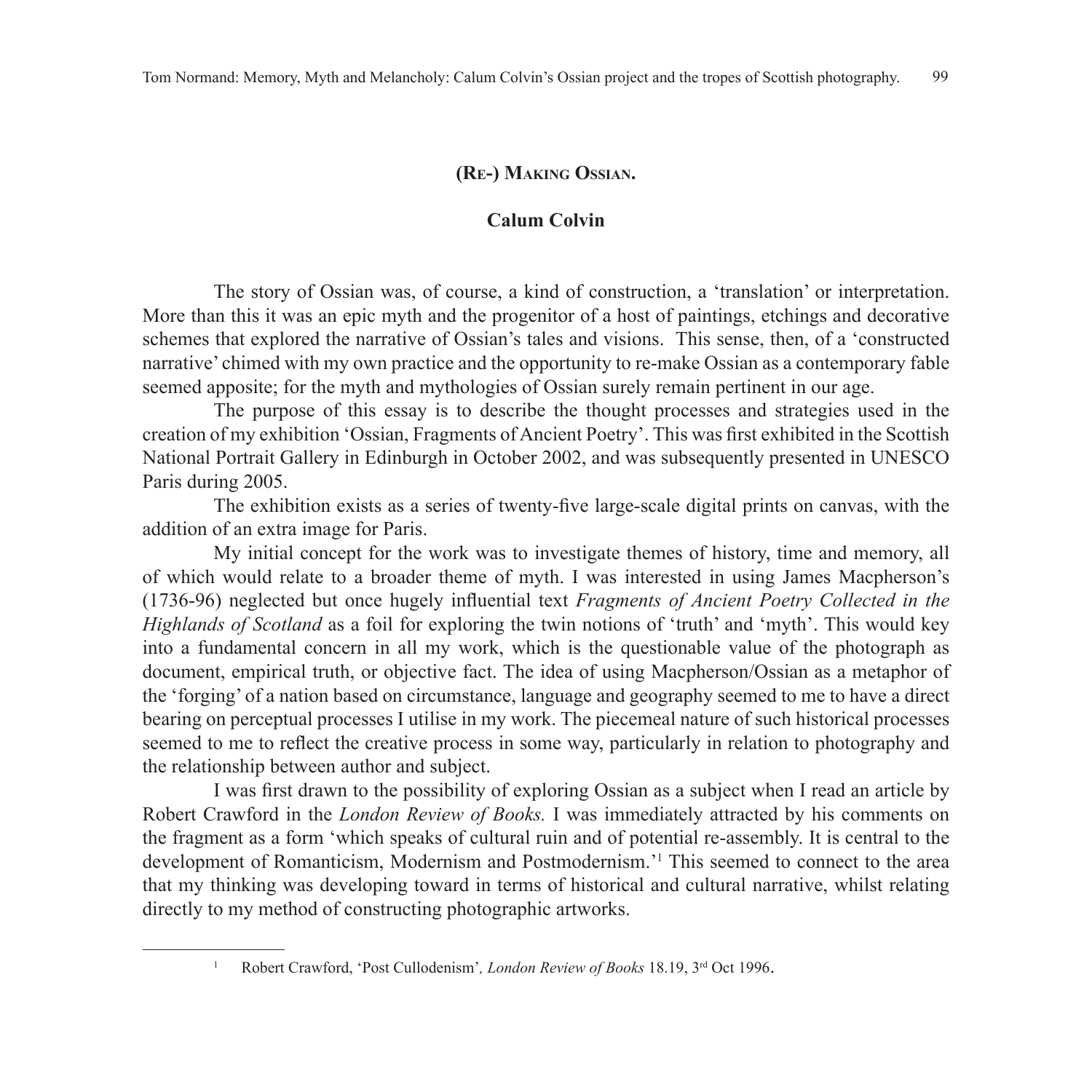## (Re-) Making Ossian.

### Calum Colvin

The story of Ossian was, of course, a kind of construction, a 'translation' or interpretation. More than this it was an epic myth and the progenitor of a host of paintings, etchings and decorative schemes that explored the narrative of Ossian's tales and visions. This sense, then, of a 'constructed narrative' chimed with my own practice and the opportunity to re-make Ossian as a contemporary fable seemed apposite; for the myth and mythologies of Ossian surely remain pertinent in our age.

The purpose of this essay is to describe the thought processes and strategies used in the creation of my exhibition 'Ossian, Fragments of Ancient Poetry'. This was first exhibited in the Scottish National Portrait Gallery in Edinburgh in October 2002, and was subsequently presented in UNESCO Paris during 2005.

The exhibition exists as a series of twenty-five large-scale digital prints on canvas, with the addition of an extra image for Paris.

My initial concept for the work was to investigate themes of history, time and memory, all of which would relate to a broader theme of myth. I was interested in using James Macpherson's (1736-96) neglected but once hugely influential text *Fragments of Ancient Poetry Collected in the Highlands of Scotland* as a foil for exploring the twin notions of 'truth' and 'myth'. This would key into a fundamental concern in all my work, which is the questionable value of the photograph as document, empirical truth, or objective fact. The idea of using Macpherson/Ossian as a metaphor of the 'forging' of a nation based on circumstance, language and geography seemed to me to have a direct bearing on perceptual processes I utilise in my work. The piecemeal nature of such historical processes seemed to me to reflect the creative process in some way, particularly in relation to photography and the relationship between author and subject.

I was first drawn to the possibility of exploring Ossian as a subject when I read an article by Robert Crawford in the *London Review of Books.* I was immediately attracted by his comments on the fragment as a form 'which speaks of cultural ruin and of potential re-assembly. It is central to the development of Romanticism, Modernism and Postmodernism.'[1] This seemed to connect to the area that my thinking was developing toward in terms of historical and cultural narrative, whilst relating directly to my method of constructing photographic artworks.

[1] Robert Crawford, 'Post Cullodenism', *London Review of Books* 18.19, 3rd Oct 1996.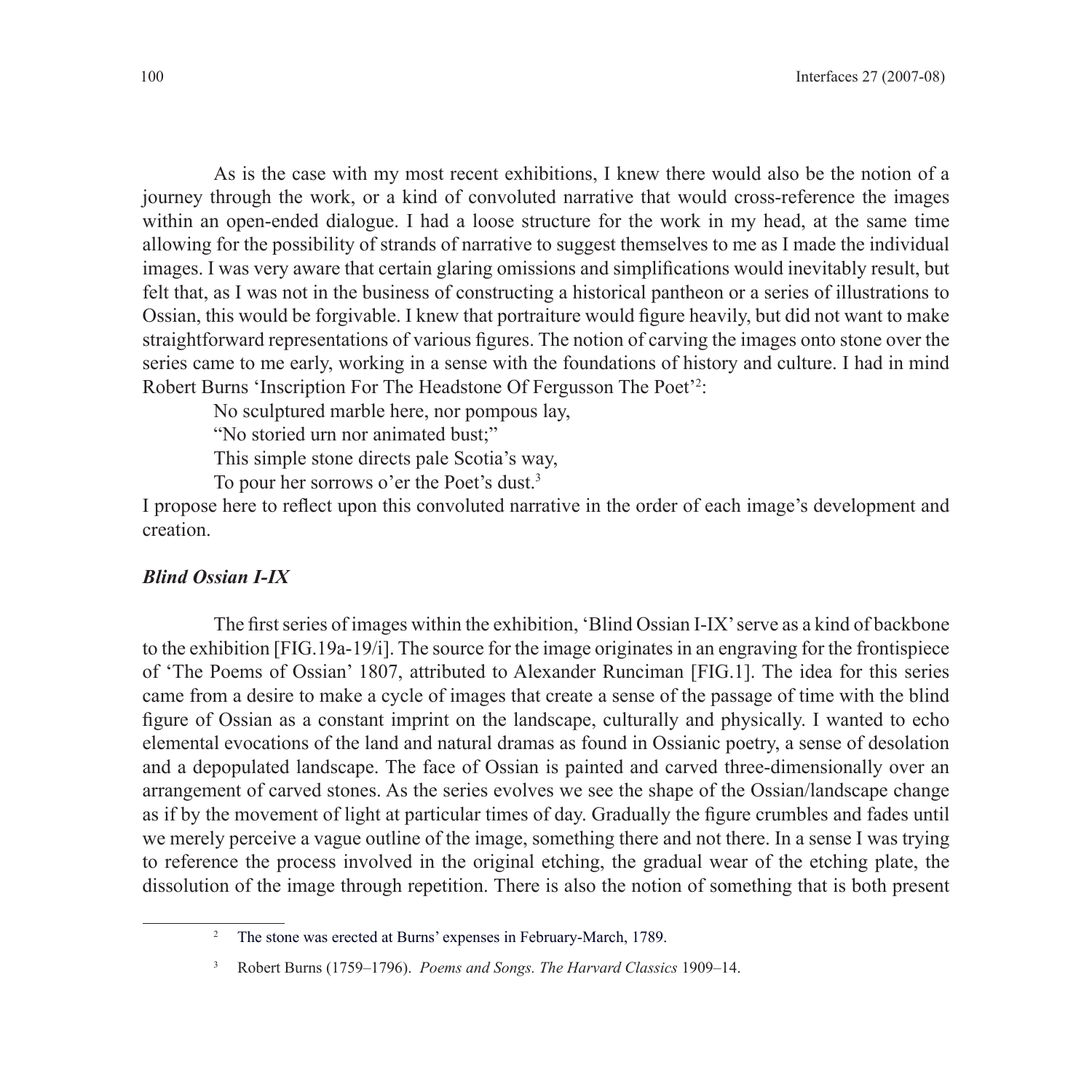As is the case with my most recent exhibitions, I knew there would also be the notion of a journey through the work, or a kind of convoluted narrative that would cross-reference the images within an open-ended dialogue. I had a loose structure for the work in my head, at the same time allowing for the possibility of strands of narrative to suggest themselves to me as I made the individual images. I was very aware that certain glaring omissions and simplifications would inevitably result, but felt that, as I was not in the business of constructing a historical pantheon or a series of illustrations to Ossian, this would be forgivable. I knew that portraiture would figure heavily, but did not want to make straightforward representations of various figures. The notion of carving the images onto stone over the series came to me early, working in a sense with the foundations of history and culture. I had in mind Robert Burns 'Inscription For The Headstone Of Fergusson The Poet'[2]:

> No sculptured marble here, nor pompous lay,
> "No storied urn nor animated bust;"
> This simple stone directs pale Scotia's way,
> To pour her sorrows o'er the Poet's dust.[3]

I propose here to reflect upon this convoluted narrative in the order of each image's development and creation.

### *Blind Ossian I-IX*

The first series of images within the exhibition, 'Blind Ossian I-IX' serve as a kind of backbone to the exhibition [FIG.19a-19/i]. The source for the image originates in an engraving for the frontispiece of 'The Poems of Ossian' 1807, attributed to Alexander Runciman [FIG.1]. The idea for this series came from a desire to make a cycle of images that create a sense of the passage of time with the blind figure of Ossian as a constant imprint on the landscape, culturally and physically. I wanted to echo elemental evocations of the land and natural dramas as found in Ossianic poetry, a sense of desolation and a depopulated landscape. The face of Ossian is painted and carved three-dimensionally over an arrangement of carved stones. As the series evolves we see the shape of the Ossian/landscape change as if by the movement of light at particular times of day. Gradually the figure crumbles and fades until we merely perceive a vague outline of the image, something there and not there. In a sense I was trying to reference the process involved in the original etching, the gradual wear of the etching plate, the dissolution of the image through repetition. There is also the notion of something that is both present

[2] The stone was erected at Burns' expenses in February-March, 1789.

[3] Robert Burns (1759–1796). *Poems and Songs. The Harvard Classics* 1909–14.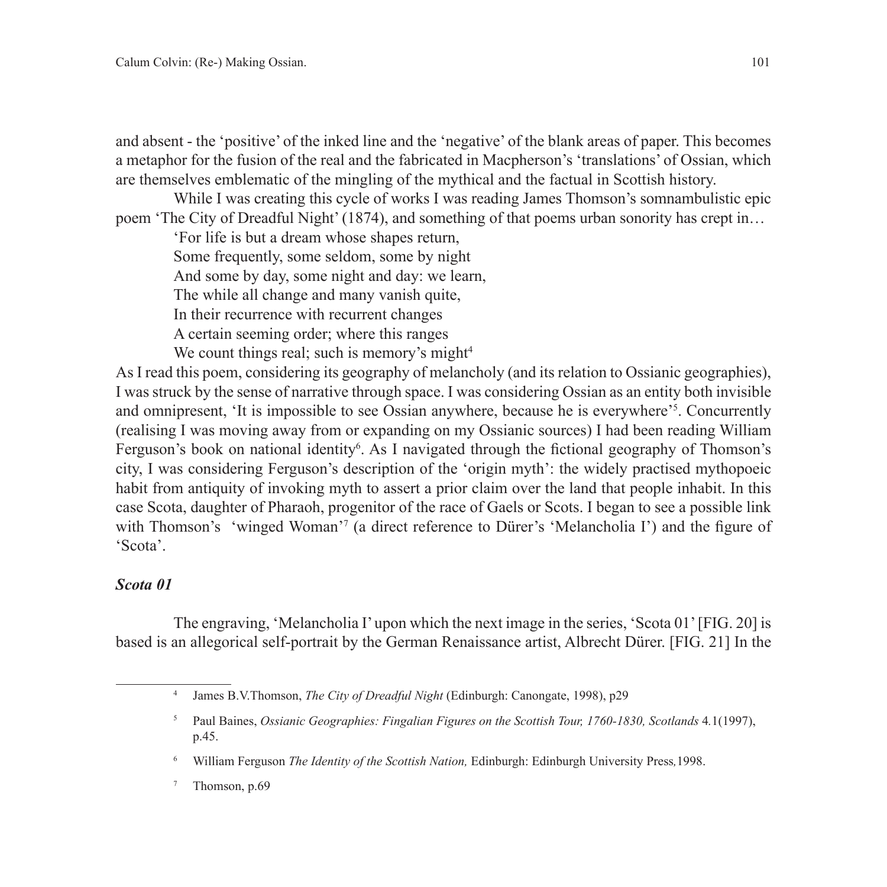and absent - the 'positive' of the inked line and the 'negative' of the blank areas of paper. This becomes a metaphor for the fusion of the real and the fabricated in Macpherson's 'translations' of Ossian, which are themselves emblematic of the mingling of the mythical and the factual in Scottish history.

While I was creating this cycle of works I was reading James Thomson's somnambulistic epic poem 'The City of Dreadful Night' (1874), and something of that poems urban sonority has crept in…

> 'For life is but a dream whose shapes return,
> Some frequently, some seldom, some by night
> And some by day, some night and day: we learn,
> The while all change and many vanish quite,
> In their recurrence with recurrent changes
> A certain seeming order; where this ranges
> We count things real; such is memory's might[4]

As I read this poem, considering its geography of melancholy (and its relation to Ossianic geographies), I was struck by the sense of narrative through space. I was considering Ossian as an entity both invisible and omnipresent, 'It is impossible to see Ossian anywhere, because he is everywhere'[5]. Concurrently (realising I was moving away from or expanding on my Ossianic sources) I had been reading William Ferguson's book on national identity[6]. As I navigated through the fictional geography of Thomson's city, I was considering Ferguson's description of the 'origin myth': the widely practised mythopoeic habit from antiquity of invoking myth to assert a prior claim over the land that people inhabit. In this case Scota, daughter of Pharaoh, progenitor of the race of Gaels or Scots. I began to see a possible link with Thomson's 'winged Woman'[7] (a direct reference to Dürer's 'Melancholia I') and the figure of 'Scota'.

### *Scota 01*

The engraving, 'Melancholia I' upon which the next image in the series, 'Scota 01' [FIG. 20] is based is an allegorical self-portrait by the German Renaissance artist, Albrecht Dürer. [FIG. 21] In the

---

[4] James B.V.Thomson, *The City of Dreadful Night* (Edinburgh: Canongate, 1998), p29

[5] Paul Baines, *Ossianic Geographies: Fingalian Figures on the Scottish Tour, 1760-1830, Scotlands* 4.1(1997), p.45.

[6] William Ferguson *The Identity of the Scottish Nation,* Edinburgh: Edinburgh University Press*,*1998.

[7] Thomson, p.69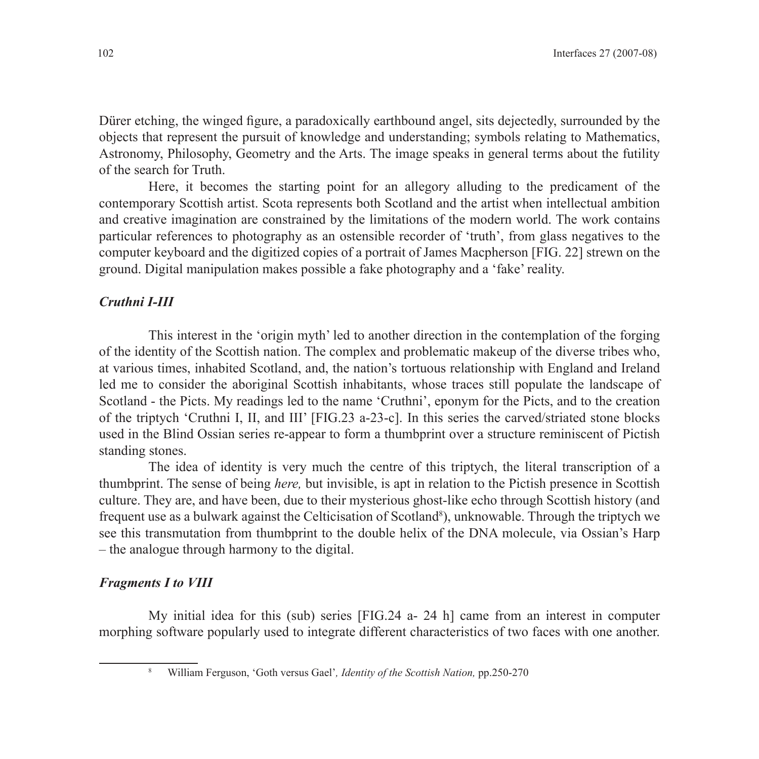Dürer etching, the winged figure, a paradoxically earthbound angel, sits dejectedly, surrounded by the objects that represent the pursuit of knowledge and understanding; symbols relating to Mathematics, Astronomy, Philosophy, Geometry and the Arts. The image speaks in general terms about the futility of the search for Truth.

Here, it becomes the starting point for an allegory alluding to the predicament of the contemporary Scottish artist. Scota represents both Scotland and the artist when intellectual ambition and creative imagination are constrained by the limitations of the modern world. The work contains particular references to photography as an ostensible recorder of 'truth', from glass negatives to the computer keyboard and the digitized copies of a portrait of James Macpherson [FIG. 22] strewn on the ground. Digital manipulation makes possible a fake photography and a 'fake' reality.

### *Cruthni I-III*

This interest in the 'origin myth' led to another direction in the contemplation of the forging of the identity of the Scottish nation. The complex and problematic makeup of the diverse tribes who, at various times, inhabited Scotland, and, the nation's tortuous relationship with England and Ireland led me to consider the aboriginal Scottish inhabitants, whose traces still populate the landscape of Scotland - the Picts. My readings led to the name 'Cruthni', eponym for the Picts, and to the creation of the triptych 'Cruthni I, II, and III' [FIG.23 a-23-c]. In this series the carved/striated stone blocks used in the Blind Ossian series re-appear to form a thumbprint over a structure reminiscent of Pictish standing stones.

The idea of identity is very much the centre of this triptych, the literal transcription of a thumbprint. The sense of being *here,* but invisible, is apt in relation to the Pictish presence in Scottish culture. They are, and have been, due to their mysterious ghost-like echo through Scottish history (and frequent use as a bulwark against the Celticisation of Scotland[8]), unknowable. Through the triptych we see this transmutation from thumbprint to the double helix of the DNA molecule, via Ossian's Harp – the analogue through harmony to the digital.

### *Fragments I to VIII*

My initial idea for this (sub) series [FIG.24 a- 24 h] came from an interest in computer morphing software popularly used to integrate different characteristics of two faces with one another.

[8] William Ferguson, 'Goth versus Gael', *Identity of the Scottish Nation,* pp.250-270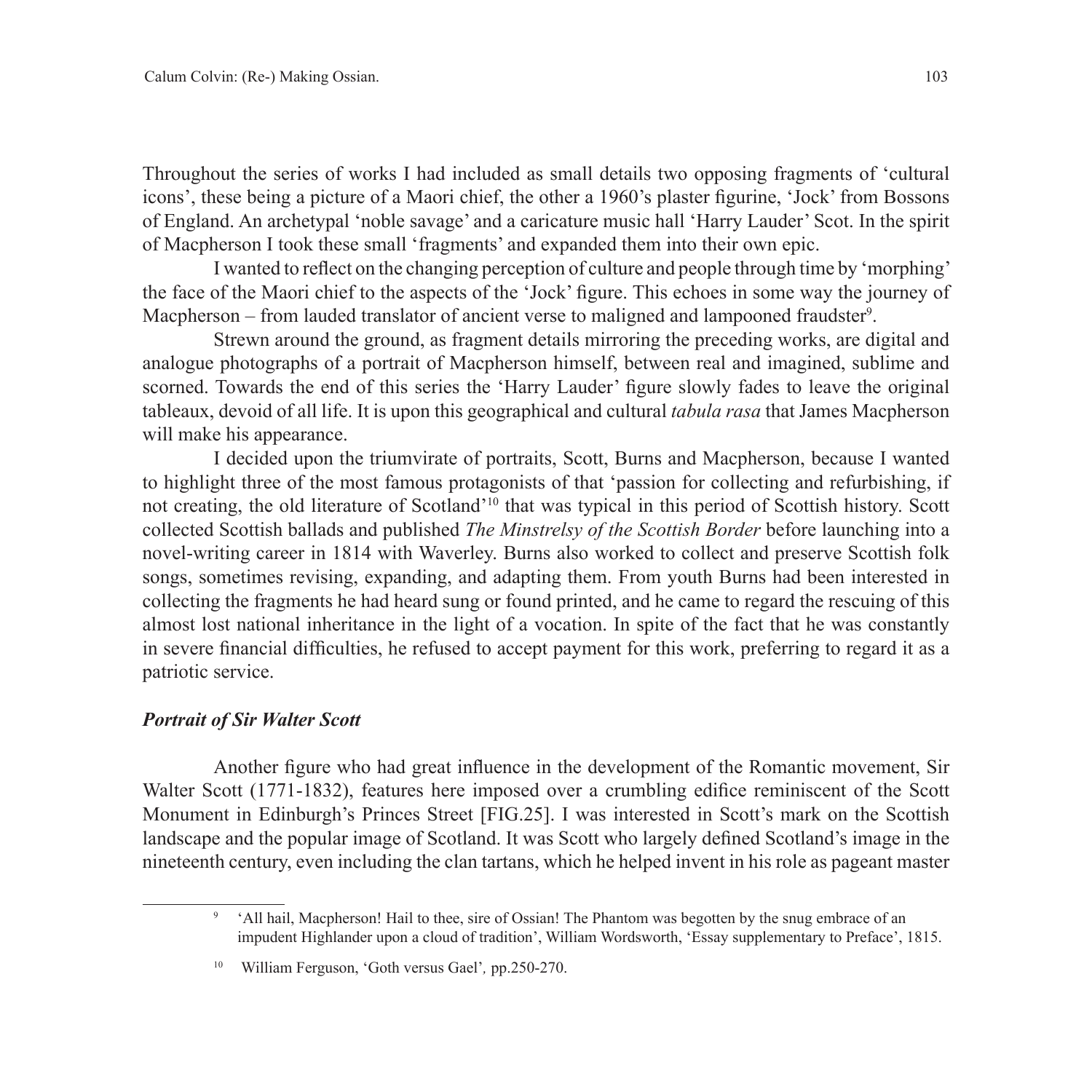Throughout the series of works I had included as small details two opposing fragments of 'cultural icons', these being a picture of a Maori chief, the other a 1960's plaster figurine, 'Jock' from Bossons of England. An archetypal 'noble savage' and a caricature music hall 'Harry Lauder' Scot. In the spirit of Macpherson I took these small 'fragments' and expanded them into their own epic.

I wanted to reflect on the changing perception of culture and people through time by 'morphing' the face of the Maori chief to the aspects of the 'Jock' figure. This echoes in some way the journey of Macpherson – from lauded translator of ancient verse to maligned and lampooned fraudster[9].

Strewn around the ground, as fragment details mirroring the preceding works, are digital and analogue photographs of a portrait of Macpherson himself, between real and imagined, sublime and scorned. Towards the end of this series the 'Harry Lauder' figure slowly fades to leave the original tableaux, devoid of all life. It is upon this geographical and cultural *tabula rasa* that James Macpherson will make his appearance.

I decided upon the triumvirate of portraits, Scott, Burns and Macpherson, because I wanted to highlight three of the most famous protagonists of that 'passion for collecting and refurbishing, if not creating, the old literature of Scotland'[10] that was typical in this period of Scottish history. Scott collected Scottish ballads and published *The Minstrelsy of the Scottish Border* before launching into a novel-writing career in 1814 with Waverley. Burns also worked to collect and preserve Scottish folk songs, sometimes revising, expanding, and adapting them. From youth Burns had been interested in collecting the fragments he had heard sung or found printed, and he came to regard the rescuing of this almost lost national inheritance in the light of a vocation. In spite of the fact that he was constantly in severe financial difficulties, he refused to accept payment for this work, preferring to regard it as a patriotic service.

### *Portrait of Sir Walter Scott*

Another figure who had great influence in the development of the Romantic movement, Sir Walter Scott (1771-1832), features here imposed over a crumbling edifice reminiscent of the Scott Monument in Edinburgh's Princes Street [FIG.25]. I was interested in Scott's mark on the Scottish landscape and the popular image of Scotland. It was Scott who largely defined Scotland's image in the nineteenth century, even including the clan tartans, which he helped invent in his role as pageant master

---

[9] 'All hail, Macpherson! Hail to thee, sire of Ossian! The Phantom was begotten by the snug embrace of an impudent Highlander upon a cloud of tradition', William Wordsworth, 'Essay supplementary to Preface', 1815.

[10] William Ferguson, 'Goth versus Gael', pp.250-270.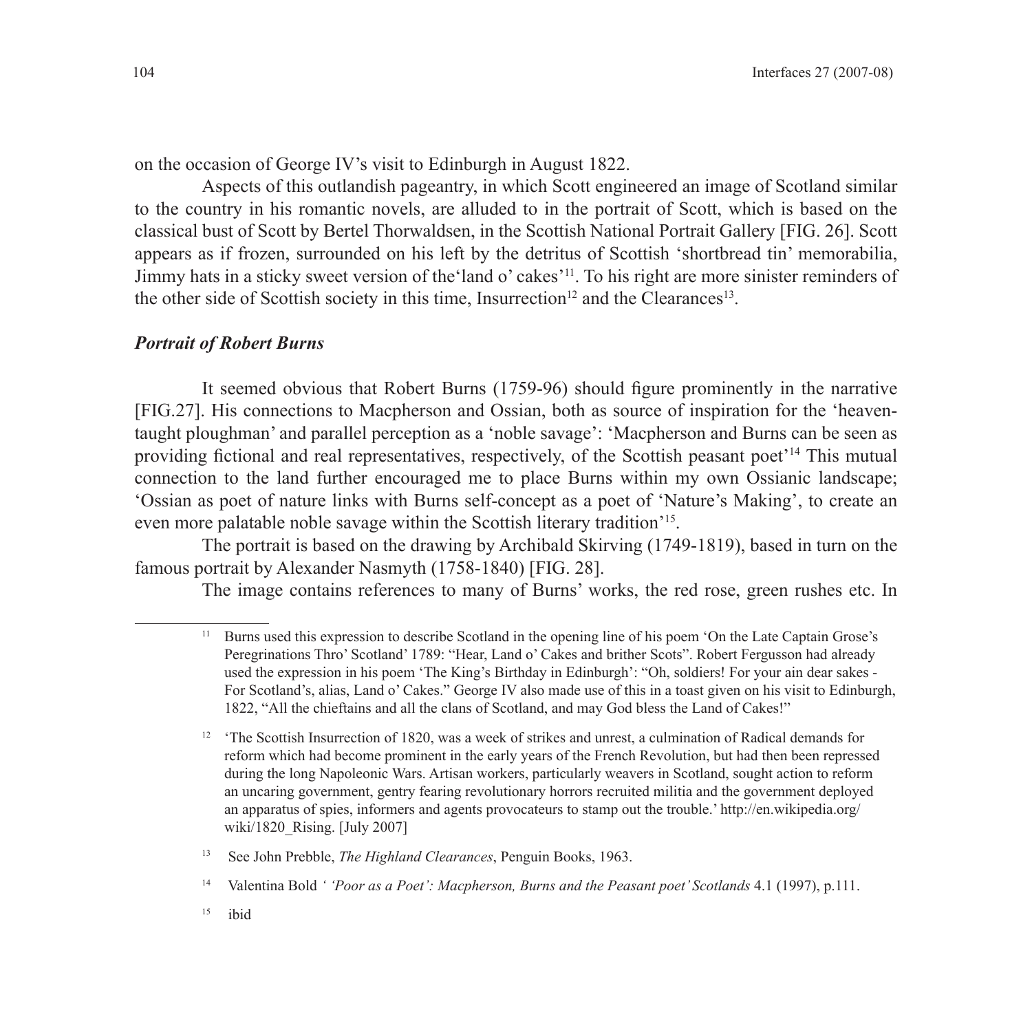on the occasion of George IV's visit to Edinburgh in August 1822.

Aspects of this outlandish pageantry, in which Scott engineered an image of Scotland similar to the country in his romantic novels, are alluded to in the portrait of Scott, which is based on the classical bust of Scott by Bertel Thorwaldsen, in the Scottish National Portrait Gallery [FIG. 26]. Scott appears as if frozen, surrounded on his left by the detritus of Scottish 'shortbread tin' memorabilia, Jimmy hats in a sticky sweet version of the'land o' cakes'[11]. To his right are more sinister reminders of the other side of Scottish society in this time, Insurrection[12] and the Clearances[13].

### *Portrait of Robert Burns*

It seemed obvious that Robert Burns (1759-96) should figure prominently in the narrative [FIG.27]. His connections to Macpherson and Ossian, both as source of inspiration for the 'heaven-taught ploughman' and parallel perception as a 'noble savage': 'Macpherson and Burns can be seen as providing fictional and real representatives, respectively, of the Scottish peasant poet'[14] This mutual connection to the land further encouraged me to place Burns within my own Ossianic landscape; 'Ossian as poet of nature links with Burns self-concept as a poet of 'Nature's Making', to create an even more palatable noble savage within the Scottish literary tradition'[15].

The portrait is based on the drawing by Archibald Skirving (1749-1819), based in turn on the famous portrait by Alexander Nasmyth (1758-1840) [FIG. 28].

The image contains references to many of Burns' works, the red rose, green rushes etc. In

---

[11] Burns used this expression to describe Scotland in the opening line of his poem 'On the Late Captain Grose's Peregrinations Thro' Scotland' 1789: "Hear, Land o' Cakes and brither Scots". Robert Fergusson had already used the expression in his poem 'The King's Birthday in Edinburgh': "Oh, soldiers! For your ain dear sakes - For Scotland's, alias, Land o' Cakes." George IV also made use of this in a toast given on his visit to Edinburgh, 1822, "All the chieftains and all the clans of Scotland, and may God bless the Land of Cakes!"

[12] 'The Scottish Insurrection of 1820, was a week of strikes and unrest, a culmination of Radical demands for reform which had become prominent in the early years of the French Revolution, but had then been repressed during the long Napoleonic Wars. Artisan workers, particularly weavers in Scotland, sought action to reform an uncaring government, gentry fearing revolutionary horrors recruited militia and the government deployed an apparatus of spies, informers and agents provocateurs to stamp out the trouble.' http://en.wikipedia.org/wiki/1820_Rising. [July 2007]

[13] See John Prebble, *The Highland Clearances*, Penguin Books, 1963.

[14] Valentina Bold *' 'Poor as a Poet': Macpherson, Burns and the Peasant poet' Scotlands* 4.1 (1997), p.111.

[15] ibid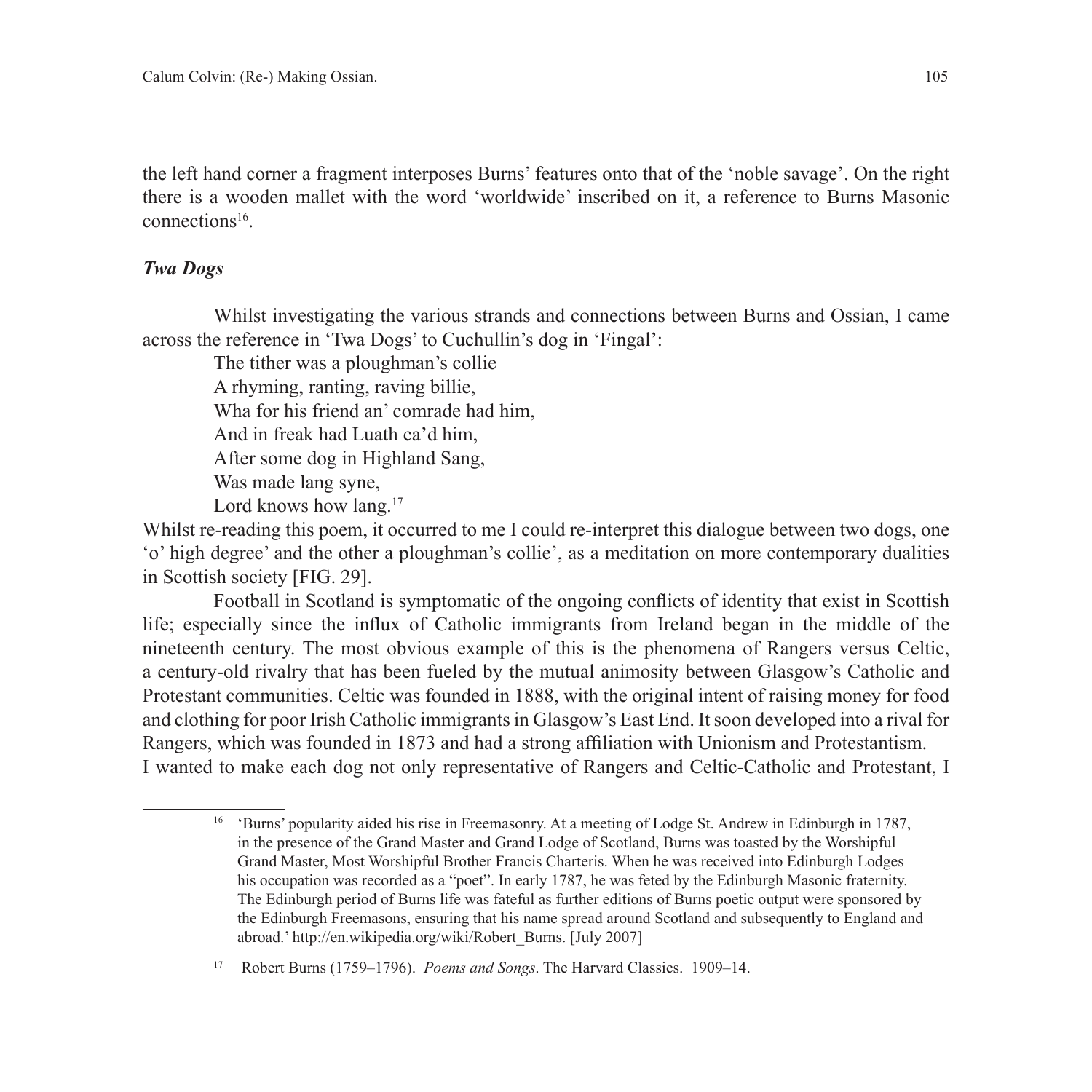the left hand corner a fragment interposes Burns' features onto that of the 'noble savage'. On the right there is a wooden mallet with the word 'worldwide' inscribed on it, a reference to Burns Masonic connections[16].

### *Twa Dogs*

Whilst investigating the various strands and connections between Burns and Ossian, I came across the reference in 'Twa Dogs' to Cuchullin's dog in 'Fingal':

> The tither was a ploughman's collie
> A rhyming, ranting, raving billie,
> Wha for his friend an' comrade had him,
> And in freak had Luath ca'd him,
> After some dog in Highland Sang,
> Was made lang syne,
> Lord knows how lang.[17]

Whilst re-reading this poem, it occurred to me I could re-interpret this dialogue between two dogs, one 'o' high degree' and the other a ploughman's collie', as a meditation on more contemporary dualities in Scottish society [FIG. 29].

Football in Scotland is symptomatic of the ongoing conflicts of identity that exist in Scottish life; especially since the influx of Catholic immigrants from Ireland began in the middle of the nineteenth century. The most obvious example of this is the phenomena of Rangers versus Celtic, a century-old rivalry that has been fueled by the mutual animosity between Glasgow's Catholic and Protestant communities. Celtic was founded in 1888, with the original intent of raising money for food and clothing for poor Irish Catholic immigrants in Glasgow's East End. It soon developed into a rival for Rangers, which was founded in 1873 and had a strong affiliation with Unionism and Protestantism.

I wanted to make each dog not only representative of Rangers and Celtic-Catholic and Protestant, I

---

[16] 'Burns' popularity aided his rise in Freemasonry. At a meeting of Lodge St. Andrew in Edinburgh in 1787, in the presence of the Grand Master and Grand Lodge of Scotland, Burns was toasted by the Worshipful Grand Master, Most Worshipful Brother Francis Charteris. When he was received into Edinburgh Lodges his occupation was recorded as a "poet". In early 1787, he was feted by the Edinburgh Masonic fraternity. The Edinburgh period of Burns life was fateful as further editions of Burns poetic output were sponsored by the Edinburgh Freemasons, ensuring that his name spread around Scotland and subsequently to England and abroad.' http://en.wikipedia.org/wiki/Robert_Burns. [July 2007]

[17] Robert Burns (1759–1796). *Poems and Songs*. The Harvard Classics. 1909–14.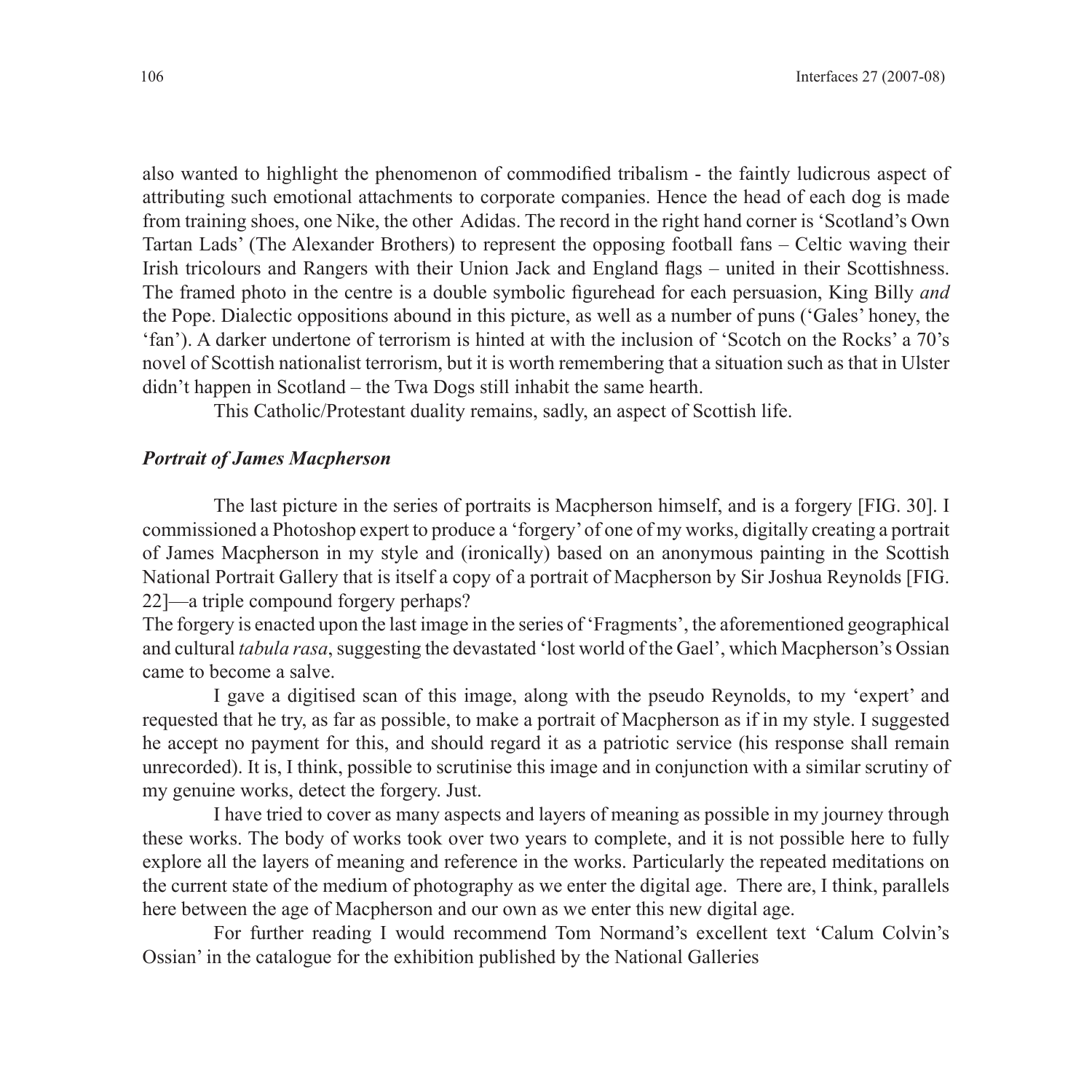also wanted to highlight the phenomenon of commodified tribalism - the faintly ludicrous aspect of attributing such emotional attachments to corporate companies. Hence the head of each dog is made from training shoes, one Nike, the other Adidas. The record in the right hand corner is 'Scotland's Own Tartan Lads' (The Alexander Brothers) to represent the opposing football fans – Celtic waving their Irish tricolours and Rangers with their Union Jack and England flags – united in their Scottishness. The framed photo in the centre is a double symbolic figurehead for each persuasion, King Billy *and* the Pope. Dialectic oppositions abound in this picture, as well as a number of puns ('Gales' honey, the 'fan'). A darker undertone of terrorism is hinted at with the inclusion of 'Scotch on the Rocks' a 70's novel of Scottish nationalist terrorism, but it is worth remembering that a situation such as that in Ulster didn't happen in Scotland – the Twa Dogs still inhabit the same hearth.

This Catholic/Protestant duality remains, sadly, an aspect of Scottish life.

### *Portrait of James Macpherson*

The last picture in the series of portraits is Macpherson himself, and is a forgery [FIG. 30]. I commissioned a Photoshop expert to produce a 'forgery' of one of my works, digitally creating a portrait of James Macpherson in my style and (ironically) based on an anonymous painting in the Scottish National Portrait Gallery that is itself a copy of a portrait of Macpherson by Sir Joshua Reynolds [FIG. 22]—a triple compound forgery perhaps?

The forgery is enacted upon the last image in the series of 'Fragments', the aforementioned geographical and cultural *tabula rasa*, suggesting the devastated 'lost world of the Gael', which Macpherson's Ossian came to become a salve.

I gave a digitised scan of this image, along with the pseudo Reynolds, to my 'expert' and requested that he try, as far as possible, to make a portrait of Macpherson as if in my style. I suggested he accept no payment for this, and should regard it as a patriotic service (his response shall remain unrecorded). It is, I think, possible to scrutinise this image and in conjunction with a similar scrutiny of my genuine works, detect the forgery. Just.

I have tried to cover as many aspects and layers of meaning as possible in my journey through these works. The body of works took over two years to complete, and it is not possible here to fully explore all the layers of meaning and reference in the works. Particularly the repeated meditations on the current state of the medium of photography as we enter the digital age. There are, I think, parallels here between the age of Macpherson and our own as we enter this new digital age.

For further reading I would recommend Tom Normand's excellent text 'Calum Colvin's Ossian' in the catalogue for the exhibition published by the National Galleries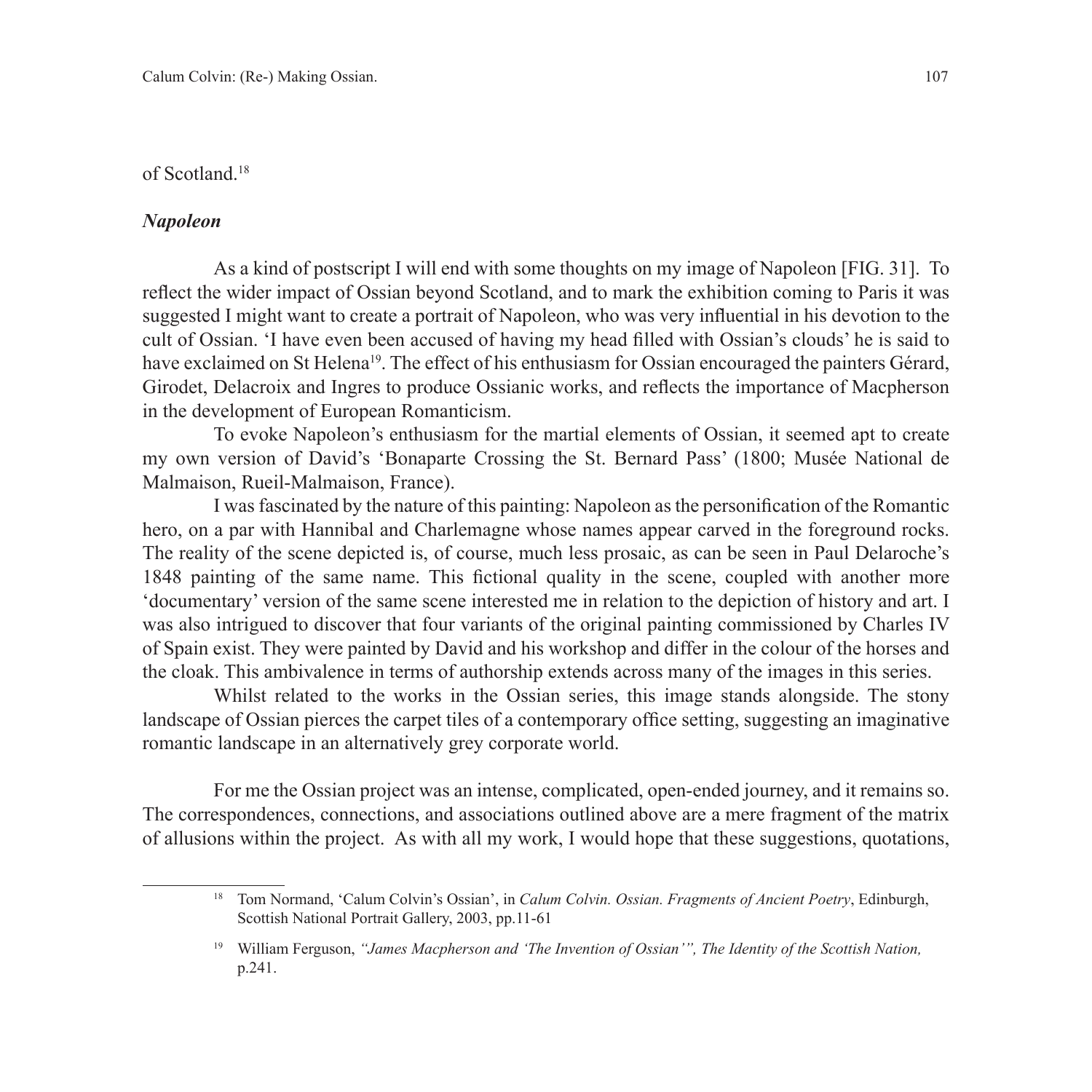of Scotland.[18]

### *Napoleon*

As a kind of postscript I will end with some thoughts on my image of Napoleon [FIG. 31]. To reflect the wider impact of Ossian beyond Scotland, and to mark the exhibition coming to Paris it was suggested I might want to create a portrait of Napoleon, who was very influential in his devotion to the cult of Ossian. 'I have even been accused of having my head filled with Ossian's clouds' he is said to have exclaimed on St Helena[19]. The effect of his enthusiasm for Ossian encouraged the painters Gérard, Girodet, Delacroix and Ingres to produce Ossianic works, and reflects the importance of Macpherson in the development of European Romanticism.

To evoke Napoleon's enthusiasm for the martial elements of Ossian, it seemed apt to create my own version of David's 'Bonaparte Crossing the St. Bernard Pass' (1800; Musée National de Malmaison, Rueil-Malmaison, France).

I was fascinated by the nature of this painting: Napoleon as the personification of the Romantic hero, on a par with Hannibal and Charlemagne whose names appear carved in the foreground rocks. The reality of the scene depicted is, of course, much less prosaic, as can be seen in Paul Delaroche's 1848 painting of the same name. This fictional quality in the scene, coupled with another more 'documentary' version of the same scene interested me in relation to the depiction of history and art. I was also intrigued to discover that four variants of the original painting commissioned by Charles IV of Spain exist. They were painted by David and his workshop and differ in the colour of the horses and the cloak. This ambivalence in terms of authorship extends across many of the images in this series.

Whilst related to the works in the Ossian series, this image stands alongside. The stony landscape of Ossian pierces the carpet tiles of a contemporary office setting, suggesting an imaginative romantic landscape in an alternatively grey corporate world.

For me the Ossian project was an intense, complicated, open-ended journey, and it remains so. The correspondences, connections, and associations outlined above are a mere fragment of the matrix of allusions within the project. As with all my work, I would hope that these suggestions, quotations,

---

[18] Tom Normand, 'Calum Colvin's Ossian', in *Calum Colvin. Ossian. Fragments of Ancient Poetry*, Edinburgh, Scottish National Portrait Gallery, 2003, pp.11-61

[19] William Ferguson, *"James Macpherson and 'The Invention of Ossian'", The Identity of the Scottish Nation,* p.241.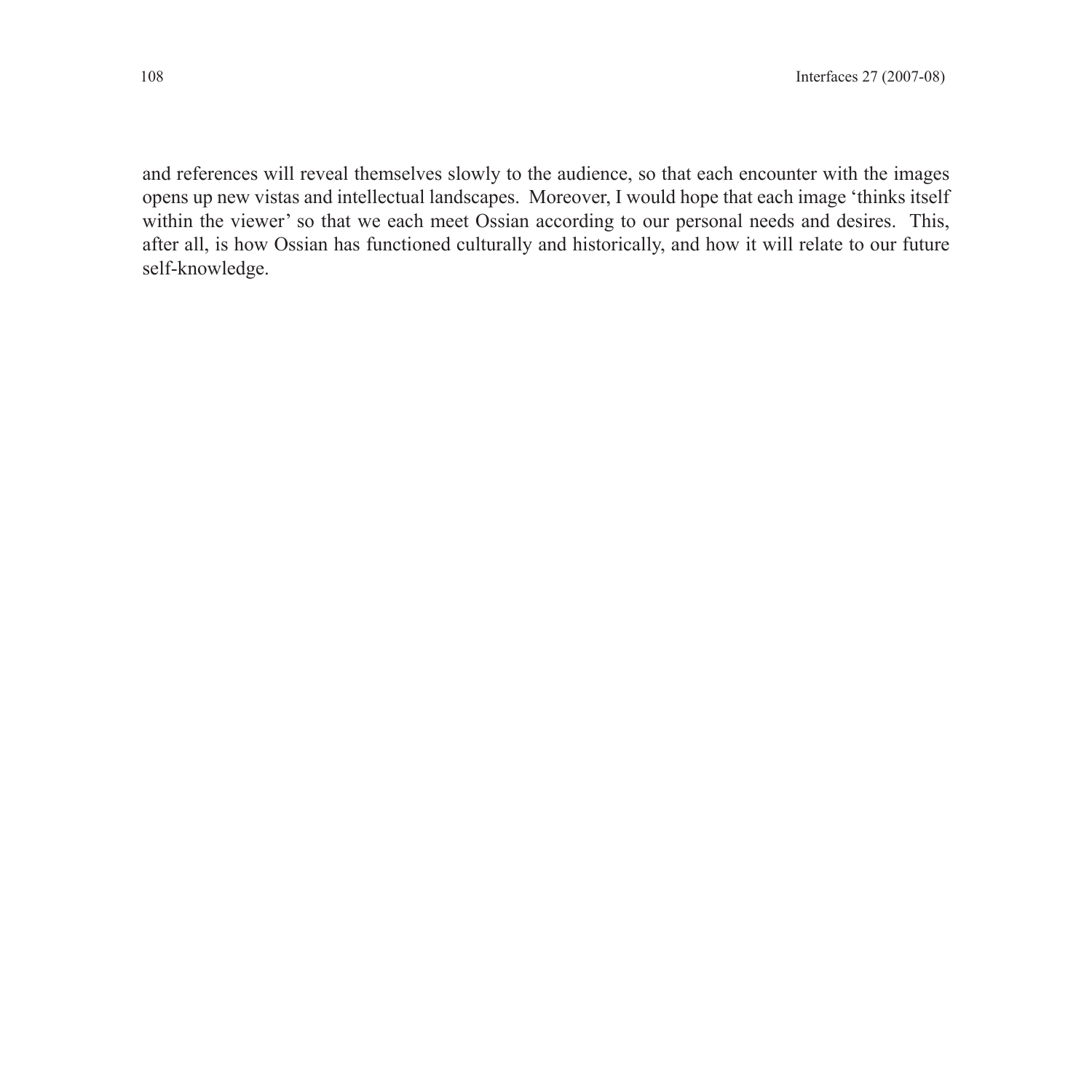and references will reveal themselves slowly to the audience, so that each encounter with the images opens up new vistas and intellectual landscapes. Moreover, I would hope that each image 'thinks itself within the viewer' so that we each meet Ossian according to our personal needs and desires. This, after all, is how Ossian has functioned culturally and historically, and how it will relate to our future self-knowledge.